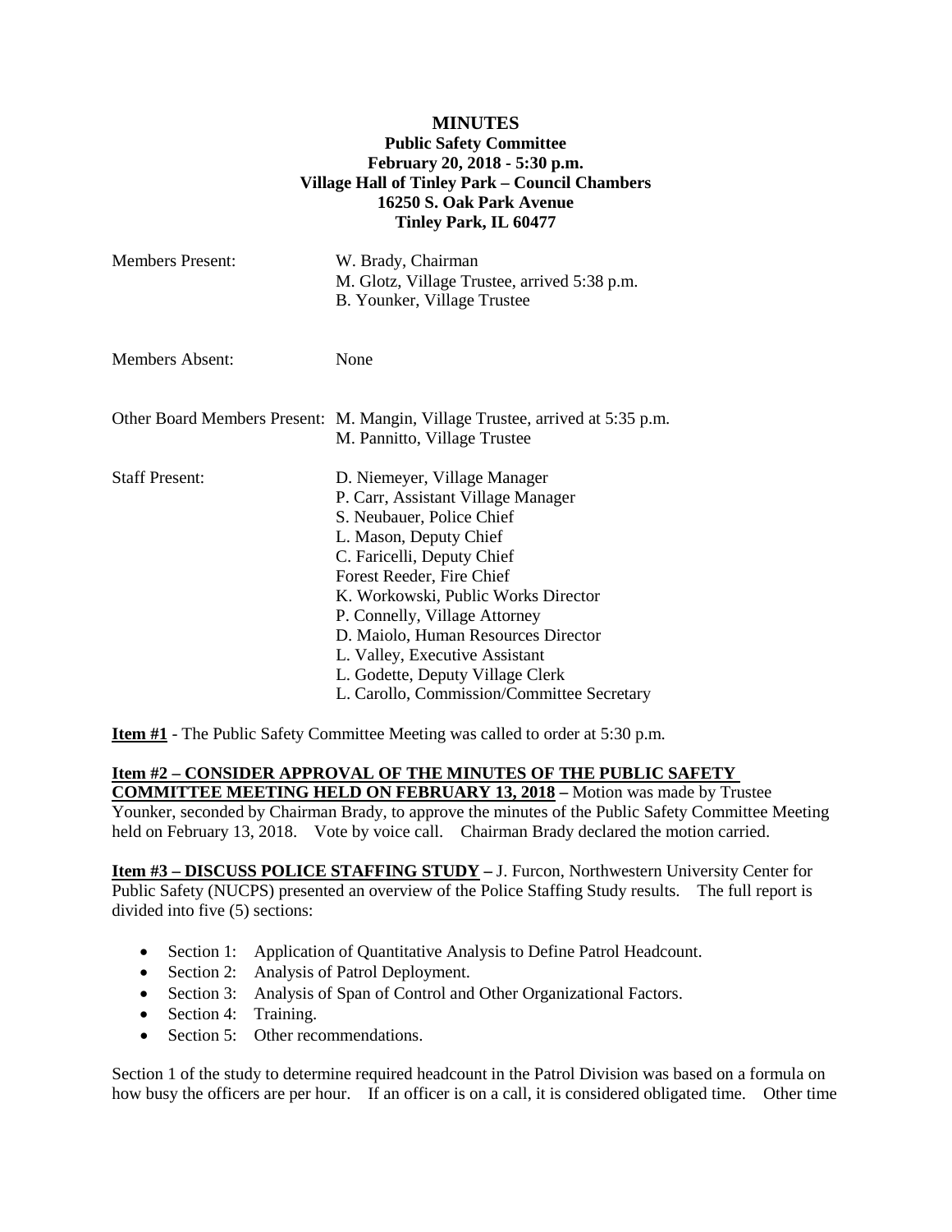**MINUTES**
**Public Safety Committee**
**February 20, 2018 - 5:30 p.m.**
**Village Hall of Tinley Park – Council Chambers**
**16250 S. Oak Park Avenue**
**Tinley Park, IL 60477**

| | |
|---|---|
| Members Present: | W. Brady, Chairman<br>M. Glotz, Village Trustee, arrived 5:38 p.m.<br>B. Younker, Village Trustee |
| Members Absent: | None |
| Other Board Members Present: | M. Mangin, Village Trustee, arrived at 5:35 p.m.<br>M. Pannitto, Village Trustee |
| Staff Present: | D. Niemeyer, Village Manager<br>P. Carr, Assistant Village Manager<br>S. Neubauer, Police Chief<br>L. Mason, Deputy Chief<br>C. Faricelli, Deputy Chief<br>Forest Reeder, Fire Chief<br>K. Workowski, Public Works Director<br>P. Connelly, Village Attorney<br>D. Maiolo, Human Resources Director<br>L. Valley, Executive Assistant<br>L. Godette, Deputy Village Clerk<br>L. Carollo, Commission/Committee Secretary |

**Item #1** - The Public Safety Committee Meeting was called to order at 5:30 p.m.

**Item #2 – CONSIDER APPROVAL OF THE MINUTES OF THE PUBLIC SAFETY COMMITTEE MEETING HELD ON FEBRUARY 13, 2018 –** Motion was made by Trustee Younker, seconded by Chairman Brady, to approve the minutes of the Public Safety Committee Meeting held on February 13, 2018. Vote by voice call. Chairman Brady declared the motion carried.

**Item #3 – DISCUSS POLICE STAFFING STUDY –** J. Furcon, Northwestern University Center for Public Safety (NUCPS) presented an overview of the Police Staffing Study results. The full report is divided into five (5) sections:

- Section 1: Application of Quantitative Analysis to Define Patrol Headcount.
- Section 2: Analysis of Patrol Deployment.
- Section 3: Analysis of Span of Control and Other Organizational Factors.
- Section 4: Training.
- Section 5: Other recommendations.

Section 1 of the study to determine required headcount in the Patrol Division was based on a formula on how busy the officers are per hour. If an officer is on a call, it is considered obligated time. Other time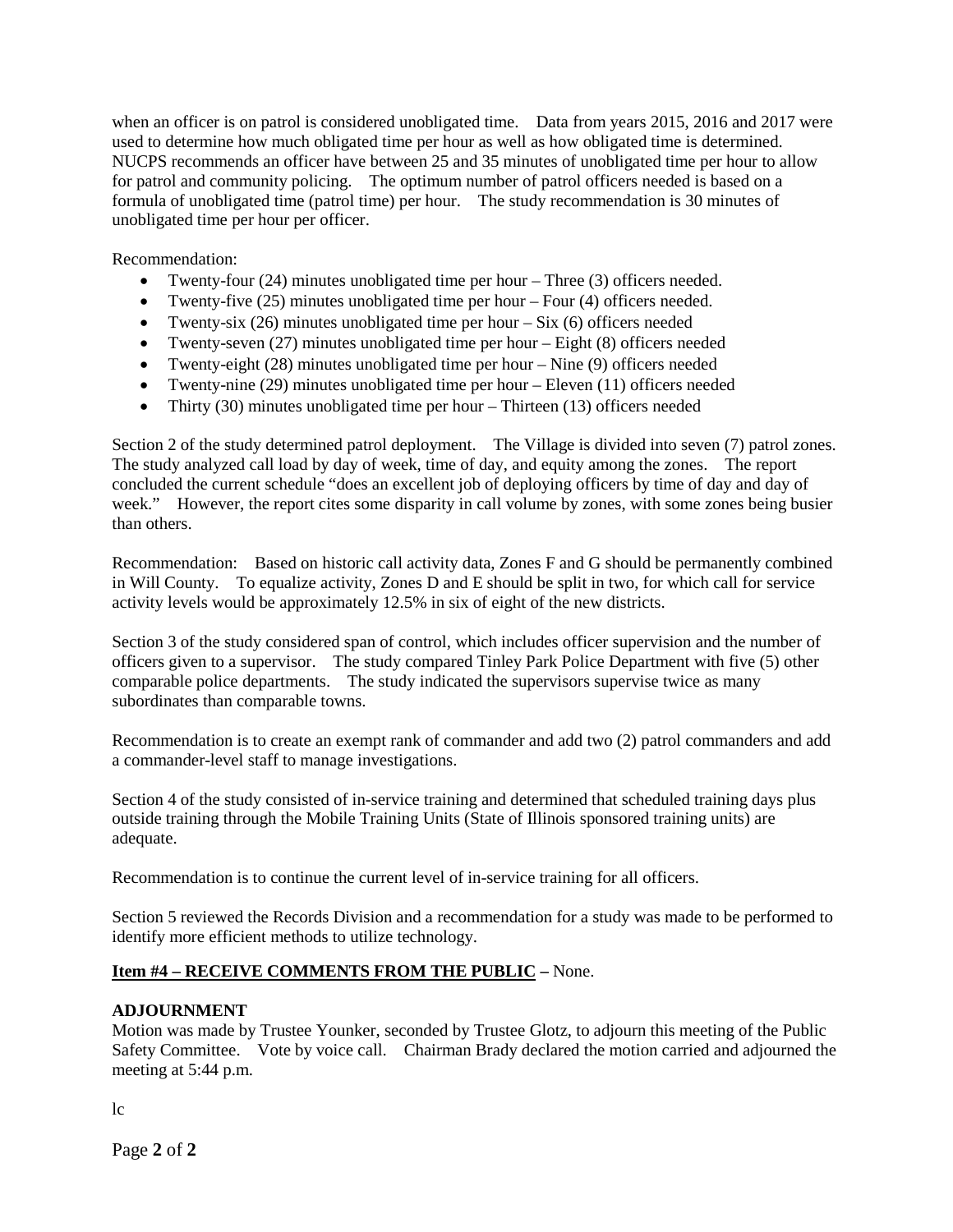when an officer is on patrol is considered unobligated time. Data from years 2015, 2016 and 2017 were used to determine how much obligated time per hour as well as how obligated time is determined. NUCPS recommends an officer have between 25 and 35 minutes of unobligated time per hour to allow for patrol and community policing. The optimum number of patrol officers needed is based on a formula of unobligated time (patrol time) per hour. The study recommendation is 30 minutes of unobligated time per hour per officer.

Recommendation:

- Twenty-four (24) minutes unobligated time per hour – Three (3) officers needed.
- Twenty-five (25) minutes unobligated time per hour – Four (4) officers needed.
- Twenty-six (26) minutes unobligated time per hour – Six (6) officers needed
- Twenty-seven (27) minutes unobligated time per hour – Eight (8) officers needed
- Twenty-eight (28) minutes unobligated time per hour – Nine (9) officers needed
- Twenty-nine (29) minutes unobligated time per hour – Eleven (11) officers needed
- Thirty (30) minutes unobligated time per hour – Thirteen (13) officers needed

Section 2 of the study determined patrol deployment. The Village is divided into seven (7) patrol zones. The study analyzed call load by day of week, time of day, and equity among the zones. The report concluded the current schedule "does an excellent job of deploying officers by time of day and day of week." However, the report cites some disparity in call volume by zones, with some zones being busier than others.

Recommendation: Based on historic call activity data, Zones F and G should be permanently combined in Will County. To equalize activity, Zones D and E should be split in two, for which call for service activity levels would be approximately 12.5% in six of eight of the new districts.

Section 3 of the study considered span of control, which includes officer supervision and the number of officers given to a supervisor. The study compared Tinley Park Police Department with five (5) other comparable police departments. The study indicated the supervisors supervise twice as many subordinates than comparable towns.

Recommendation is to create an exempt rank of commander and add two (2) patrol commanders and add a commander-level staff to manage investigations.

Section 4 of the study consisted of in-service training and determined that scheduled training days plus outside training through the Mobile Training Units (State of Illinois sponsored training units) are adequate.

Recommendation is to continue the current level of in-service training for all officers.

Section 5 reviewed the Records Division and a recommendation for a study was made to be performed to identify more efficient methods to utilize technology.

**Item #4 – RECEIVE COMMENTS FROM THE PUBLIC –** None.

**ADJOURNMENT**

Motion was made by Trustee Younker, seconded by Trustee Glotz, to adjourn this meeting of the Public Safety Committee. Vote by voice call. Chairman Brady declared the motion carried and adjourned the meeting at 5:44 p.m.

lc